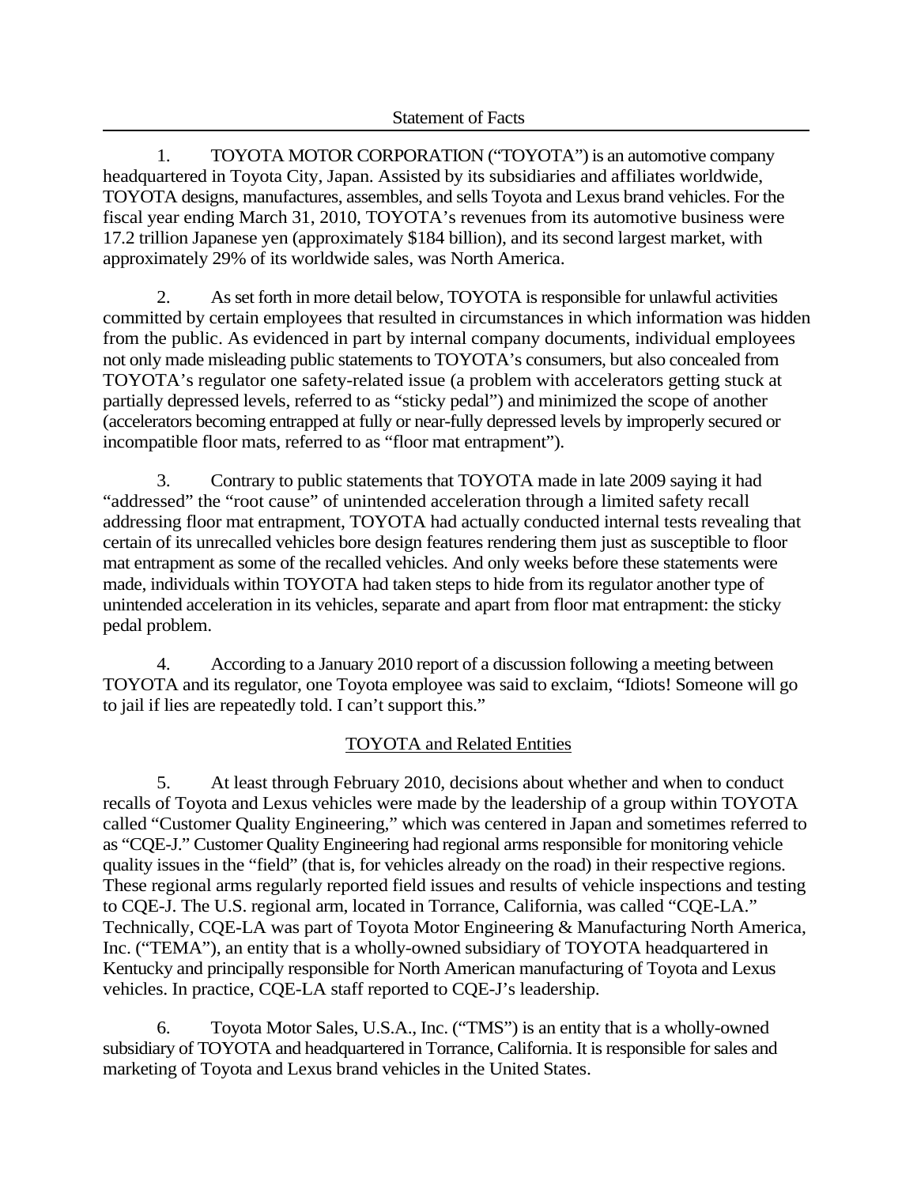# Statement of Facts

1. TOYOTA MOTOR CORPORATION ("TOYOTA") is an automotive company headquartered in Toyota City, Japan. Assisted by its subsidiaries and affiliates worldwide, TOYOTA designs, manufactures, assembles, and sells Toyota and Lexus brand vehicles. For the fiscal year ending March 31, 2010, TOYOTA's revenues from its automotive business were 17.2 trillion Japanese yen (approximately $184 billion), and its second largest market, with approximately 29% of its worldwide sales, was North America.

2. As set forth in more detail below, TOYOTA is responsible for unlawful activities committed by certain employees that resulted in circumstances in which information was hidden from the public. As evidenced in part by internal company documents, individual employees not only made misleading public statements to TOYOTA's consumers, but also concealed from TOYOTA's regulator one safety-related issue (a problem with accelerators getting stuck at partially depressed levels, referred to as "sticky pedal") and minimized the scope of another (accelerators becoming entrapped at fully or near-fully depressed levels by improperly secured or incompatible floor mats, referred to as "floor mat entrapment").

3. Contrary to public statements that TOYOTA made in late 2009 saying it had "addressed" the "root cause" of unintended acceleration through a limited safety recall addressing floor mat entrapment, TOYOTA had actually conducted internal tests revealing that certain of its unrecalled vehicles bore design features rendering them just as susceptible to floor mat entrapment as some of the recalled vehicles. And only weeks before these statements were made, individuals within TOYOTA had taken steps to hide from its regulator another type of unintended acceleration in its vehicles, separate and apart from floor mat entrapment: the sticky pedal problem.

4. According to a January 2010 report of a discussion following a meeting between TOYOTA and its regulator, one Toyota employee was said to exclaim, "Idiots! Someone will go to jail if lies are repeatedly told. I can't support this."

## TOYOTA and Related Entities

5. At least through February 2010, decisions about whether and when to conduct recalls of Toyota and Lexus vehicles were made by the leadership of a group within TOYOTA called "Customer Quality Engineering," which was centered in Japan and sometimes referred to as "CQE-J." Customer Quality Engineering had regional arms responsible for monitoring vehicle quality issues in the "field" (that is, for vehicles already on the road) in their respective regions. These regional arms regularly reported field issues and results of vehicle inspections and testing to CQE-J. The U.S. regional arm, located in Torrance, California, was called "CQE-LA." Technically, CQE-LA was part of Toyota Motor Engineering & Manufacturing North America, Inc. ("TEMA"), an entity that is a wholly-owned subsidiary of TOYOTA headquartered in Kentucky and principally responsible for North American manufacturing of Toyota and Lexus vehicles. In practice, CQE-LA staff reported to CQE-J's leadership.

6. Toyota Motor Sales, U.S.A., Inc. ("TMS") is an entity that is a wholly-owned subsidiary of TOYOTA and headquartered in Torrance, California. It is responsible for sales and marketing of Toyota and Lexus brand vehicles in the United States.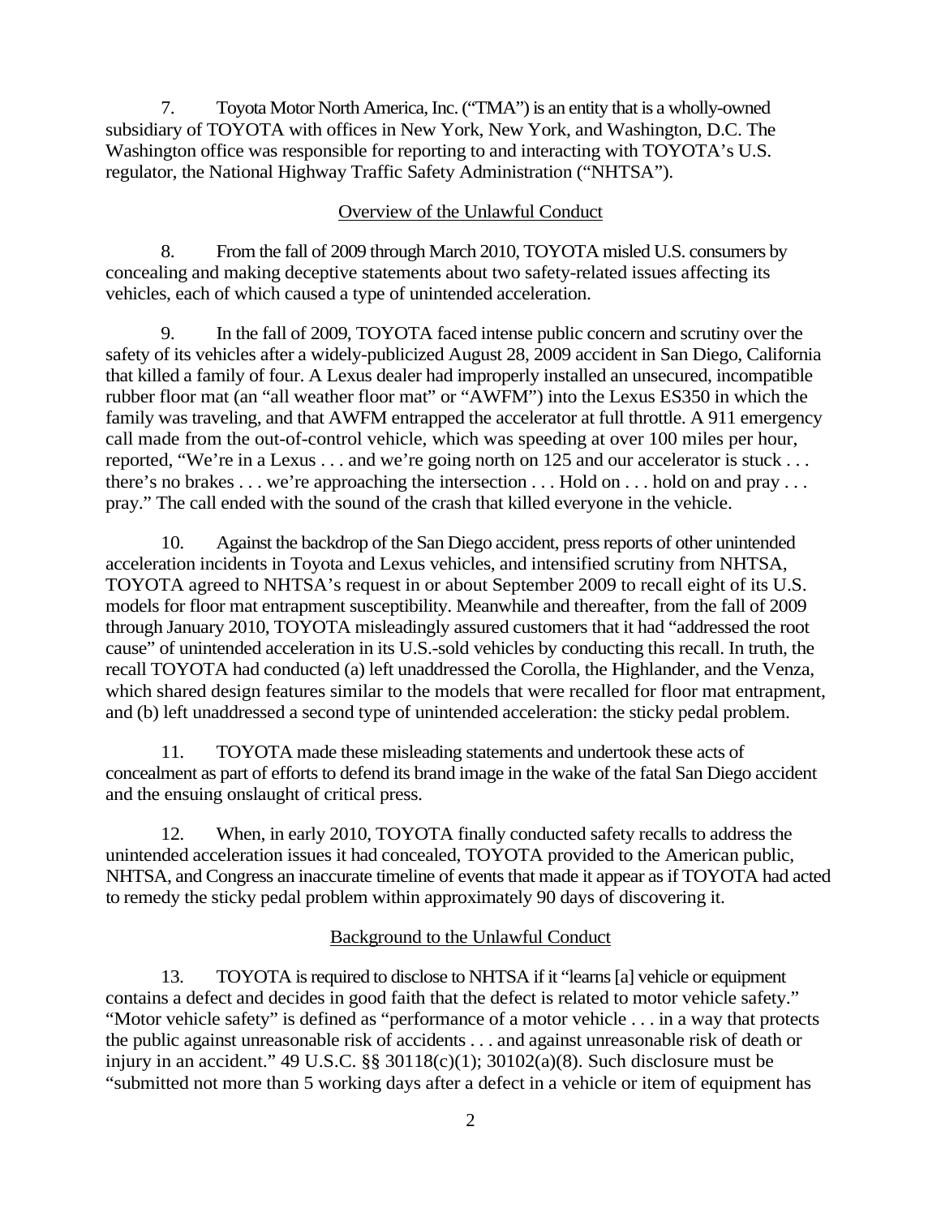7. Toyota Motor North America, Inc. ("TMA") is an entity that is a wholly-owned subsidiary of TOYOTA with offices in New York, New York, and Washington, D.C. The Washington office was responsible for reporting to and interacting with TOYOTA's U.S. regulator, the National Highway Traffic Safety Administration ("NHTSA").

## Overview of the Unlawful Conduct

8. From the fall of 2009 through March 2010, TOYOTA misled U.S. consumers by concealing and making deceptive statements about two safety-related issues affecting its vehicles, each of which caused a type of unintended acceleration.

9. In the fall of 2009, TOYOTA faced intense public concern and scrutiny over the safety of its vehicles after a widely-publicized August 28, 2009 accident in San Diego, California that killed a family of four. A Lexus dealer had improperly installed an unsecured, incompatible rubber floor mat (an "all weather floor mat" or "AWFM") into the Lexus ES350 in which the family was traveling, and that AWFM entrapped the accelerator at full throttle. A 911 emergency call made from the out-of-control vehicle, which was speeding at over 100 miles per hour, reported, "We're in a Lexus . . . and we're going north on 125 and our accelerator is stuck . . . there's no brakes . . . we're approaching the intersection . . . Hold on . . . hold on and pray . . . pray." The call ended with the sound of the crash that killed everyone in the vehicle.

10. Against the backdrop of the San Diego accident, press reports of other unintended acceleration incidents in Toyota and Lexus vehicles, and intensified scrutiny from NHTSA, TOYOTA agreed to NHTSA's request in or about September 2009 to recall eight of its U.S. models for floor mat entrapment susceptibility. Meanwhile and thereafter, from the fall of 2009 through January 2010, TOYOTA misleadingly assured customers that it had "addressed the root cause" of unintended acceleration in its U.S.-sold vehicles by conducting this recall. In truth, the recall TOYOTA had conducted (a) left unaddressed the Corolla, the Highlander, and the Venza, which shared design features similar to the models that were recalled for floor mat entrapment, and (b) left unaddressed a second type of unintended acceleration: the sticky pedal problem.

11. TOYOTA made these misleading statements and undertook these acts of concealment as part of efforts to defend its brand image in the wake of the fatal San Diego accident and the ensuing onslaught of critical press.

12. When, in early 2010, TOYOTA finally conducted safety recalls to address the unintended acceleration issues it had concealed, TOYOTA provided to the American public, NHTSA, and Congress an inaccurate timeline of events that made it appear as if TOYOTA had acted to remedy the sticky pedal problem within approximately 90 days of discovering it.

## Background to the Unlawful Conduct

13. TOYOTA is required to disclose to NHTSA if it "learns [a] vehicle or equipment contains a defect and decides in good faith that the defect is related to motor vehicle safety." "Motor vehicle safety" is defined as "performance of a motor vehicle . . . in a way that protects the public against unreasonable risk of accidents . . . and against unreasonable risk of death or injury in an accident." 49 U.S.C. §§ 30118(c)(1); 30102(a)(8). Such disclosure must be "submitted not more than 5 working days after a defect in a vehicle or item of equipment has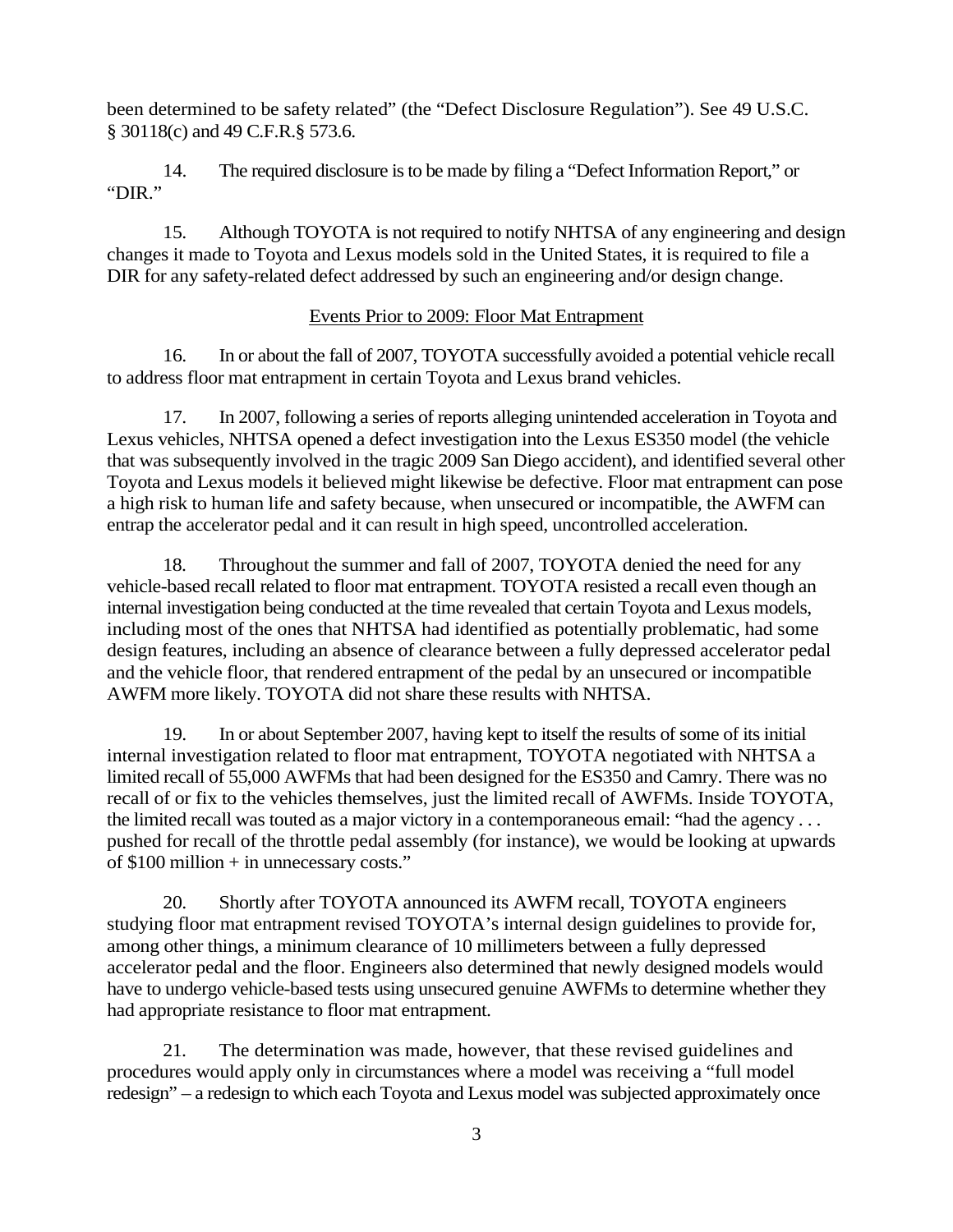been determined to be safety related" (the "Defect Disclosure Regulation"). See 49 U.S.C. § 30118(c) and 49 C.F.R.§ 573.6.

14. The required disclosure is to be made by filing a "Defect Information Report," or "DIR."

15. Although TOYOTA is not required to notify NHTSA of any engineering and design changes it made to Toyota and Lexus models sold in the United States, it is required to file a DIR for any safety-related defect addressed by such an engineering and/or design change.

## Events Prior to 2009: Floor Mat Entrapment

16. In or about the fall of 2007, TOYOTA successfully avoided a potential vehicle recall to address floor mat entrapment in certain Toyota and Lexus brand vehicles.

17. In 2007, following a series of reports alleging unintended acceleration in Toyota and Lexus vehicles, NHTSA opened a defect investigation into the Lexus ES350 model (the vehicle that was subsequently involved in the tragic 2009 San Diego accident), and identified several other Toyota and Lexus models it believed might likewise be defective. Floor mat entrapment can pose a high risk to human life and safety because, when unsecured or incompatible, the AWFM can entrap the accelerator pedal and it can result in high speed, uncontrolled acceleration.

18. Throughout the summer and fall of 2007, TOYOTA denied the need for any vehicle-based recall related to floor mat entrapment. TOYOTA resisted a recall even though an internal investigation being conducted at the time revealed that certain Toyota and Lexus models, including most of the ones that NHTSA had identified as potentially problematic, had some design features, including an absence of clearance between a fully depressed accelerator pedal and the vehicle floor, that rendered entrapment of the pedal by an unsecured or incompatible AWFM more likely. TOYOTA did not share these results with NHTSA.

19. In or about September 2007, having kept to itself the results of some of its initial internal investigation related to floor mat entrapment, TOYOTA negotiated with NHTSA a limited recall of 55,000 AWFMs that had been designed for the ES350 and Camry. There was no recall of or fix to the vehicles themselves, just the limited recall of AWFMs. Inside TOYOTA, the limited recall was touted as a major victory in a contemporaneous email: "had the agency . . . pushed for recall of the throttle pedal assembly (for instance), we would be looking at upwards of $100 million + in unnecessary costs."

20. Shortly after TOYOTA announced its AWFM recall, TOYOTA engineers studying floor mat entrapment revised TOYOTA's internal design guidelines to provide for, among other things, a minimum clearance of 10 millimeters between a fully depressed accelerator pedal and the floor. Engineers also determined that newly designed models would have to undergo vehicle-based tests using unsecured genuine AWFMs to determine whether they had appropriate resistance to floor mat entrapment.

21. The determination was made, however, that these revised guidelines and procedures would apply only in circumstances where a model was receiving a "full model redesign" – a redesign to which each Toyota and Lexus model was subjected approximately once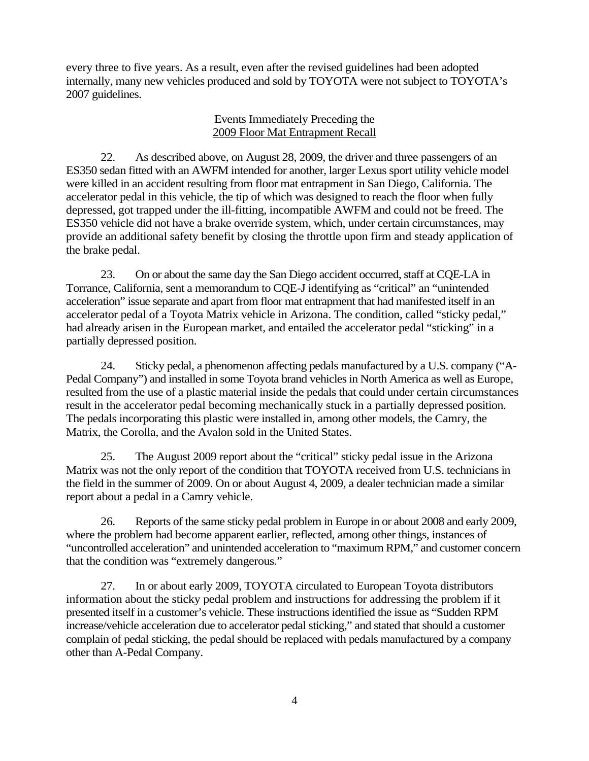every three to five years. As a result, even after the revised guidelines had been adopted internally, many new vehicles produced and sold by TOYOTA were not subject to TOYOTA's 2007 guidelines.

### Events Immediately Preceding the 2009 Floor Mat Entrapment Recall

22. As described above, on August 28, 2009, the driver and three passengers of an ES350 sedan fitted with an AWFM intended for another, larger Lexus sport utility vehicle model were killed in an accident resulting from floor mat entrapment in San Diego, California. The accelerator pedal in this vehicle, the tip of which was designed to reach the floor when fully depressed, got trapped under the ill-fitting, incompatible AWFM and could not be freed. The ES350 vehicle did not have a brake override system, which, under certain circumstances, may provide an additional safety benefit by closing the throttle upon firm and steady application of the brake pedal.

23. On or about the same day the San Diego accident occurred, staff at CQE-LA in Torrance, California, sent a memorandum to CQE-J identifying as "critical" an "unintended acceleration" issue separate and apart from floor mat entrapment that had manifested itself in an accelerator pedal of a Toyota Matrix vehicle in Arizona. The condition, called "sticky pedal," had already arisen in the European market, and entailed the accelerator pedal "sticking" in a partially depressed position.

24. Sticky pedal, a phenomenon affecting pedals manufactured by a U.S. company ("A-Pedal Company") and installed in some Toyota brand vehicles in North America as well as Europe, resulted from the use of a plastic material inside the pedals that could under certain circumstances result in the accelerator pedal becoming mechanically stuck in a partially depressed position. The pedals incorporating this plastic were installed in, among other models, the Camry, the Matrix, the Corolla, and the Avalon sold in the United States.

25. The August 2009 report about the "critical" sticky pedal issue in the Arizona Matrix was not the only report of the condition that TOYOTA received from U.S. technicians in the field in the summer of 2009. On or about August 4, 2009, a dealer technician made a similar report about a pedal in a Camry vehicle.

26. Reports of the same sticky pedal problem in Europe in or about 2008 and early 2009, where the problem had become apparent earlier, reflected, among other things, instances of "uncontrolled acceleration" and unintended acceleration to "maximum RPM," and customer concern that the condition was "extremely dangerous."

27. In or about early 2009, TOYOTA circulated to European Toyota distributors information about the sticky pedal problem and instructions for addressing the problem if it presented itself in a customer's vehicle. These instructions identified the issue as "Sudden RPM increase/vehicle acceleration due to accelerator pedal sticking," and stated that should a customer complain of pedal sticking, the pedal should be replaced with pedals manufactured by a company other than A-Pedal Company.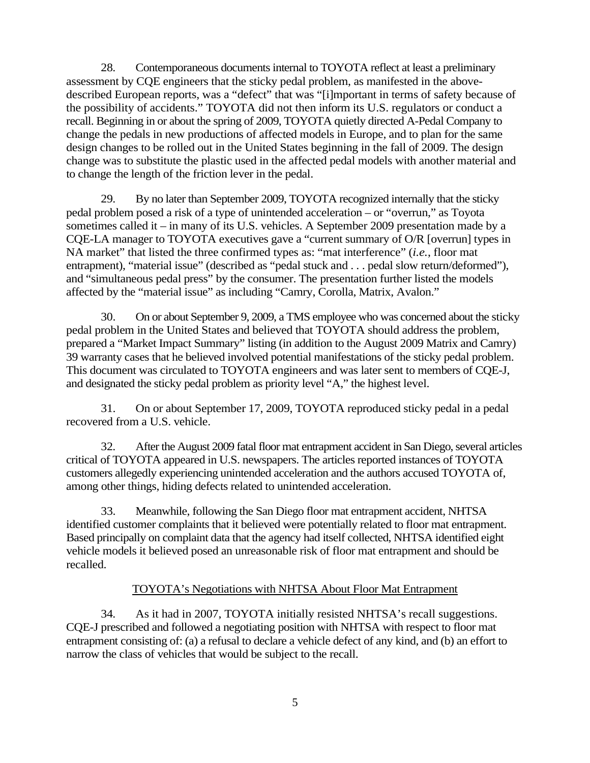28. Contemporaneous documents internal to TOYOTA reflect at least a preliminary assessment by CQE engineers that the sticky pedal problem, as manifested in the above-described European reports, was a "defect" that was "[i]mportant in terms of safety because of the possibility of accidents." TOYOTA did not then inform its U.S. regulators or conduct a recall. Beginning in or about the spring of 2009, TOYOTA quietly directed A-Pedal Company to change the pedals in new productions of affected models in Europe, and to plan for the same design changes to be rolled out in the United States beginning in the fall of 2009. The design change was to substitute the plastic used in the affected pedal models with another material and to change the length of the friction lever in the pedal.

29. By no later than September 2009, TOYOTA recognized internally that the sticky pedal problem posed a risk of a type of unintended acceleration – or "overrun," as Toyota sometimes called it – in many of its U.S. vehicles. A September 2009 presentation made by a CQE-LA manager to TOYOTA executives gave a "current summary of O/R [overrun] types in NA market" that listed the three confirmed types as: "mat interference" (*i.e.*, floor mat entrapment), "material issue" (described as "pedal stuck and . . . pedal slow return/deformed"), and "simultaneous pedal press" by the consumer. The presentation further listed the models affected by the "material issue" as including "Camry, Corolla, Matrix, Avalon."

30. On or about September 9, 2009, a TMS employee who was concerned about the sticky pedal problem in the United States and believed that TOYOTA should address the problem, prepared a "Market Impact Summary" listing (in addition to the August 2009 Matrix and Camry) 39 warranty cases that he believed involved potential manifestations of the sticky pedal problem. This document was circulated to TOYOTA engineers and was later sent to members of CQE-J, and designated the sticky pedal problem as priority level "A," the highest level.

31. On or about September 17, 2009, TOYOTA reproduced sticky pedal in a pedal recovered from a U.S. vehicle.

32. After the August 2009 fatal floor mat entrapment accident in San Diego, several articles critical of TOYOTA appeared in U.S. newspapers. The articles reported instances of TOYOTA customers allegedly experiencing unintended acceleration and the authors accused TOYOTA of, among other things, hiding defects related to unintended acceleration.

33. Meanwhile, following the San Diego floor mat entrapment accident, NHTSA identified customer complaints that it believed were potentially related to floor mat entrapment. Based principally on complaint data that the agency had itself collected, NHTSA identified eight vehicle models it believed posed an unreasonable risk of floor mat entrapment and should be recalled.

TOYOTA's Negotiations with NHTSA About Floor Mat Entrapment

34. As it had in 2007, TOYOTA initially resisted NHTSA's recall suggestions. CQE-J prescribed and followed a negotiating position with NHTSA with respect to floor mat entrapment consisting of: (a) a refusal to declare a vehicle defect of any kind, and (b) an effort to narrow the class of vehicles that would be subject to the recall.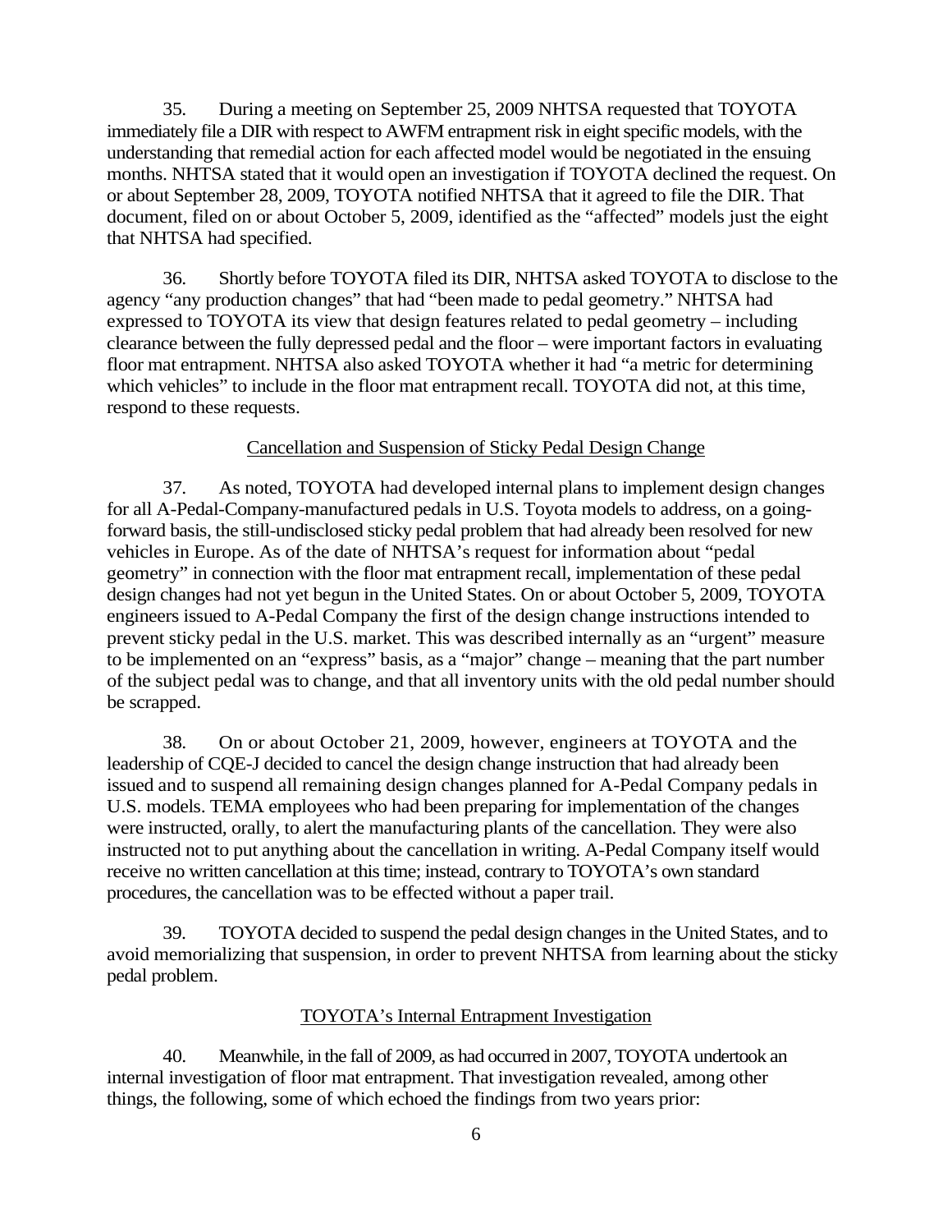35. During a meeting on September 25, 2009 NHTSA requested that TOYOTA immediately file a DIR with respect to AWFM entrapment risk in eight specific models, with the understanding that remedial action for each affected model would be negotiated in the ensuing months. NHTSA stated that it would open an investigation if TOYOTA declined the request. On or about September 28, 2009, TOYOTA notified NHTSA that it agreed to file the DIR. That document, filed on or about October 5, 2009, identified as the "affected" models just the eight that NHTSA had specified.

36. Shortly before TOYOTA filed its DIR, NHTSA asked TOYOTA to disclose to the agency "any production changes" that had "been made to pedal geometry." NHTSA had expressed to TOYOTA its view that design features related to pedal geometry – including clearance between the fully depressed pedal and the floor – were important factors in evaluating floor mat entrapment. NHTSA also asked TOYOTA whether it had "a metric for determining which vehicles" to include in the floor mat entrapment recall. TOYOTA did not, at this time, respond to these requests.

## Cancellation and Suspension of Sticky Pedal Design Change

37. As noted, TOYOTA had developed internal plans to implement design changes for all A-Pedal-Company-manufactured pedals in U.S. Toyota models to address, on a going-forward basis, the still-undisclosed sticky pedal problem that had already been resolved for new vehicles in Europe. As of the date of NHTSA's request for information about "pedal geometry" in connection with the floor mat entrapment recall, implementation of these pedal design changes had not yet begun in the United States. On or about October 5, 2009, TOYOTA engineers issued to A-Pedal Company the first of the design change instructions intended to prevent sticky pedal in the U.S. market. This was described internally as an "urgent" measure to be implemented on an "express" basis, as a "major" change – meaning that the part number of the subject pedal was to change, and that all inventory units with the old pedal number should be scrapped.

38. On or about October 21, 2009, however, engineers at TOYOTA and the leadership of CQE-J decided to cancel the design change instruction that had already been issued and to suspend all remaining design changes planned for A-Pedal Company pedals in U.S. models. TEMA employees who had been preparing for implementation of the changes were instructed, orally, to alert the manufacturing plants of the cancellation. They were also instructed not to put anything about the cancellation in writing. A-Pedal Company itself would receive no written cancellation at this time; instead, contrary to TOYOTA's own standard procedures, the cancellation was to be effected without a paper trail.

39. TOYOTA decided to suspend the pedal design changes in the United States, and to avoid memorializing that suspension, in order to prevent NHTSA from learning about the sticky pedal problem.

## TOYOTA's Internal Entrapment Investigation

40. Meanwhile, in the fall of 2009, as had occurred in 2007, TOYOTA undertook an internal investigation of floor mat entrapment. That investigation revealed, among other things, the following, some of which echoed the findings from two years prior: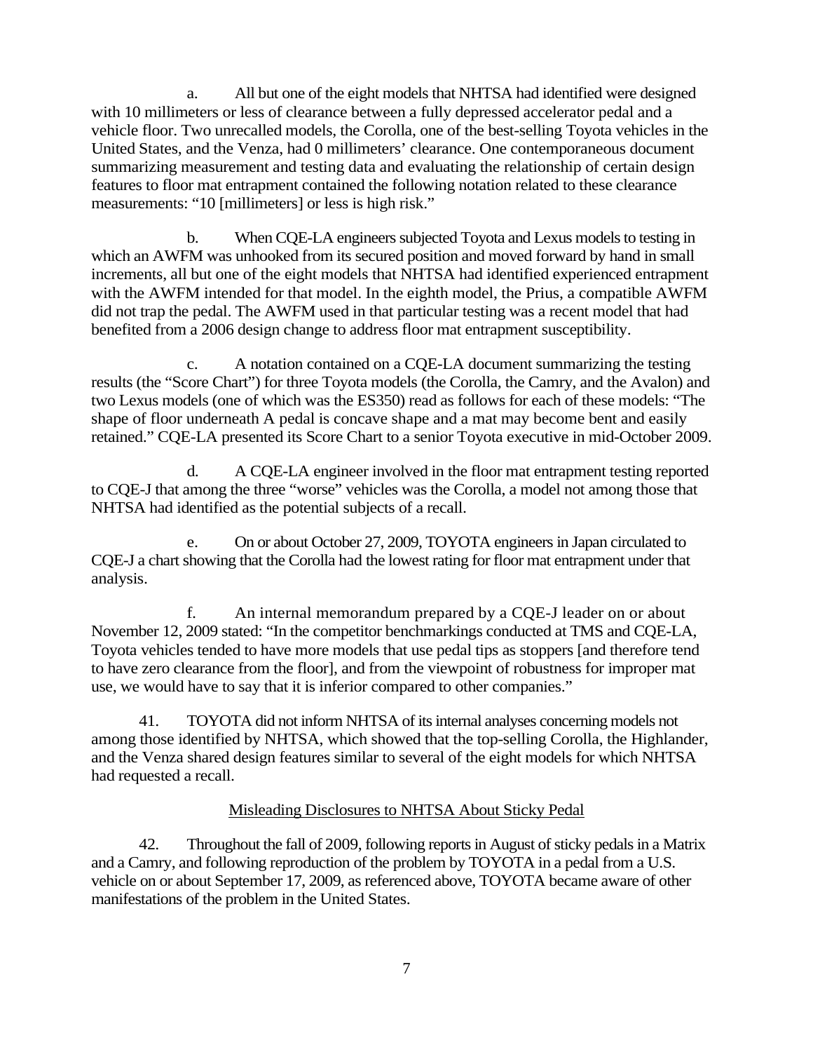a. All but one of the eight models that NHTSA had identified were designed with 10 millimeters or less of clearance between a fully depressed accelerator pedal and a vehicle floor. Two unrecalled models, the Corolla, one of the best-selling Toyota vehicles in the United States, and the Venza, had 0 millimeters' clearance. One contemporaneous document summarizing measurement and testing data and evaluating the relationship of certain design features to floor mat entrapment contained the following notation related to these clearance measurements: "10 [millimeters] or less is high risk."

b. When CQE-LA engineers subjected Toyota and Lexus models to testing in which an AWFM was unhooked from its secured position and moved forward by hand in small increments, all but one of the eight models that NHTSA had identified experienced entrapment with the AWFM intended for that model. In the eighth model, the Prius, a compatible AWFM did not trap the pedal. The AWFM used in that particular testing was a recent model that had benefited from a 2006 design change to address floor mat entrapment susceptibility.

c. A notation contained on a CQE-LA document summarizing the testing results (the "Score Chart") for three Toyota models (the Corolla, the Camry, and the Avalon) and two Lexus models (one of which was the ES350) read as follows for each of these models: "The shape of floor underneath A pedal is concave shape and a mat may become bent and easily retained." CQE-LA presented its Score Chart to a senior Toyota executive in mid-October 2009.

d. A CQE-LA engineer involved in the floor mat entrapment testing reported to CQE-J that among the three "worse" vehicles was the Corolla, a model not among those that NHTSA had identified as the potential subjects of a recall.

e. On or about October 27, 2009, TOYOTA engineers in Japan circulated to CQE-J a chart showing that the Corolla had the lowest rating for floor mat entrapment under that analysis.

f. An internal memorandum prepared by a CQE-J leader on or about November 12, 2009 stated: "In the competitor benchmarkings conducted at TMS and CQE-LA, Toyota vehicles tended to have more models that use pedal tips as stoppers [and therefore tend to have zero clearance from the floor], and from the viewpoint of robustness for improper mat use, we would have to say that it is inferior compared to other companies."

41. TOYOTA did not inform NHTSA of its internal analyses concerning models not among those identified by NHTSA, which showed that the top-selling Corolla, the Highlander, and the Venza shared design features similar to several of the eight models for which NHTSA had requested a recall.

## Misleading Disclosures to NHTSA About Sticky Pedal

42. Throughout the fall of 2009, following reports in August of sticky pedals in a Matrix and a Camry, and following reproduction of the problem by TOYOTA in a pedal from a U.S. vehicle on or about September 17, 2009, as referenced above, TOYOTA became aware of other manifestations of the problem in the United States.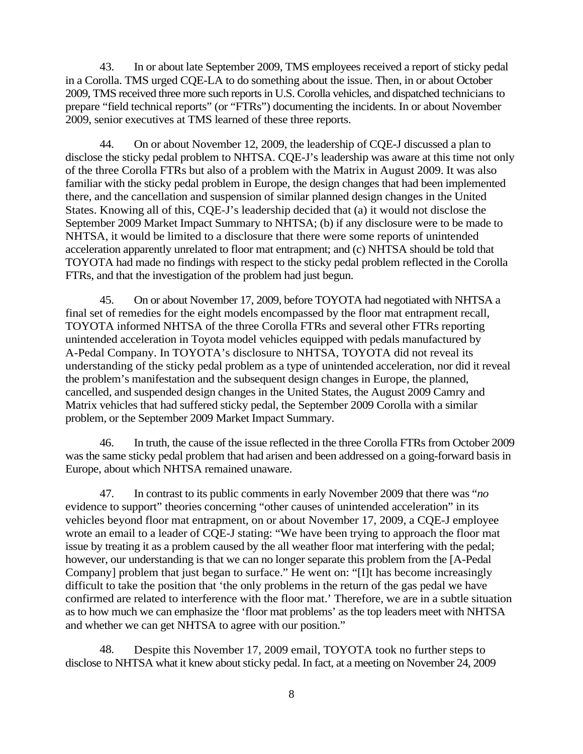43. In or about late September 2009, TMS employees received a report of sticky pedal in a Corolla. TMS urged CQE-LA to do something about the issue. Then, in or about October 2009, TMS received three more such reports in U.S. Corolla vehicles, and dispatched technicians to prepare "field technical reports" (or "FTRs") documenting the incidents. In or about November 2009, senior executives at TMS learned of these three reports.

44. On or about November 12, 2009, the leadership of CQE-J discussed a plan to disclose the sticky pedal problem to NHTSA. CQE-J's leadership was aware at this time not only of the three Corolla FTRs but also of a problem with the Matrix in August 2009. It was also familiar with the sticky pedal problem in Europe, the design changes that had been implemented there, and the cancellation and suspension of similar planned design changes in the United States. Knowing all of this, CQE-J's leadership decided that (a) it would not disclose the September 2009 Market Impact Summary to NHTSA; (b) if any disclosure were to be made to NHTSA, it would be limited to a disclosure that there were some reports of unintended acceleration apparently unrelated to floor mat entrapment; and (c) NHTSA should be told that TOYOTA had made no findings with respect to the sticky pedal problem reflected in the Corolla FTRs, and that the investigation of the problem had just begun.

45. On or about November 17, 2009, before TOYOTA had negotiated with NHTSA a final set of remedies for the eight models encompassed by the floor mat entrapment recall, TOYOTA informed NHTSA of the three Corolla FTRs and several other FTRs reporting unintended acceleration in Toyota model vehicles equipped with pedals manufactured by A-Pedal Company. In TOYOTA's disclosure to NHTSA, TOYOTA did not reveal its understanding of the sticky pedal problem as a type of unintended acceleration, nor did it reveal the problem's manifestation and the subsequent design changes in Europe, the planned, cancelled, and suspended design changes in the United States, the August 2009 Camry and Matrix vehicles that had suffered sticky pedal, the September 2009 Corolla with a similar problem, or the September 2009 Market Impact Summary.

46. In truth, the cause of the issue reflected in the three Corolla FTRs from October 2009 was the same sticky pedal problem that had arisen and been addressed on a going-forward basis in Europe, about which NHTSA remained unaware.

47. In contrast to its public comments in early November 2009 that there was "*no* evidence to support" theories concerning "other causes of unintended acceleration" in its vehicles beyond floor mat entrapment, on or about November 17, 2009, a CQE-J employee wrote an email to a leader of CQE-J stating: "We have been trying to approach the floor mat issue by treating it as a problem caused by the all weather floor mat interfering with the pedal; however, our understanding is that we can no longer separate this problem from the [A-Pedal Company] problem that just began to surface." He went on: "[I]t has become increasingly difficult to take the position that 'the only problems in the return of the gas pedal we have confirmed are related to interference with the floor mat.' Therefore, we are in a subtle situation as to how much we can emphasize the 'floor mat problems' as the top leaders meet with NHTSA and whether we can get NHTSA to agree with our position."

48. Despite this November 17, 2009 email, TOYOTA took no further steps to disclose to NHTSA what it knew about sticky pedal. In fact, at a meeting on November 24, 2009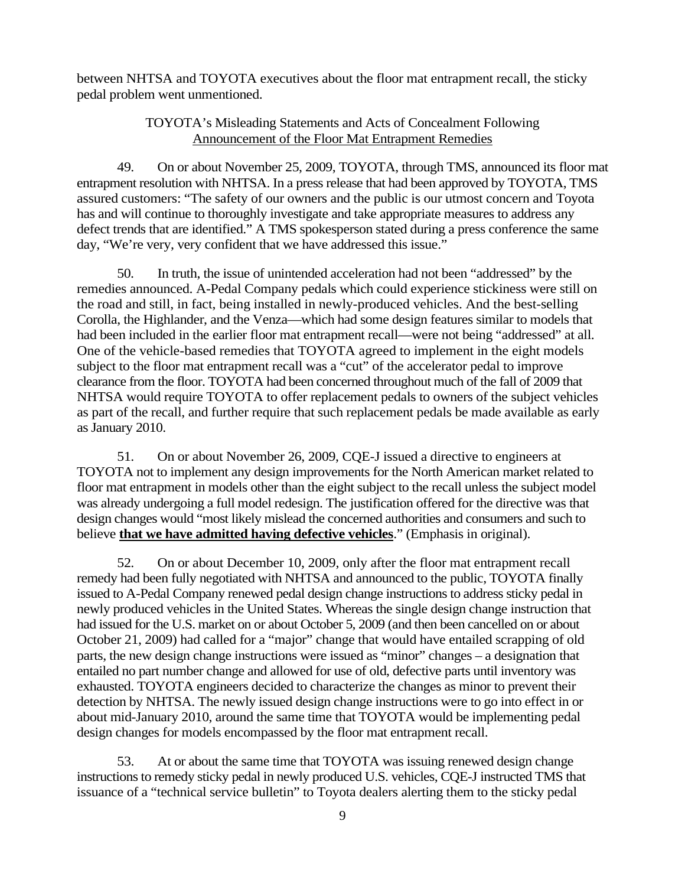between NHTSA and TOYOTA executives about the floor mat entrapment recall, the sticky pedal problem went unmentioned.

TOYOTA's Misleading Statements and Acts of Concealment Following Announcement of the Floor Mat Entrapment Remedies

49. On or about November 25, 2009, TOYOTA, through TMS, announced its floor mat entrapment resolution with NHTSA. In a press release that had been approved by TOYOTA, TMS assured customers: "The safety of our owners and the public is our utmost concern and Toyota has and will continue to thoroughly investigate and take appropriate measures to address any defect trends that are identified." A TMS spokesperson stated during a press conference the same day, "We're very, very confident that we have addressed this issue."

50. In truth, the issue of unintended acceleration had not been "addressed" by the remedies announced. A-Pedal Company pedals which could experience stickiness were still on the road and still, in fact, being installed in newly-produced vehicles. And the best-selling Corolla, the Highlander, and the Venza—which had some design features similar to models that had been included in the earlier floor mat entrapment recall—were not being "addressed" at all. One of the vehicle-based remedies that TOYOTA agreed to implement in the eight models subject to the floor mat entrapment recall was a "cut" of the accelerator pedal to improve clearance from the floor. TOYOTA had been concerned throughout much of the fall of 2009 that NHTSA would require TOYOTA to offer replacement pedals to owners of the subject vehicles as part of the recall, and further require that such replacement pedals be made available as early as January 2010.

51. On or about November 26, 2009, CQE-J issued a directive to engineers at TOYOTA not to implement any design improvements for the North American market related to floor mat entrapment in models other than the eight subject to the recall unless the subject model was already undergoing a full model redesign. The justification offered for the directive was that design changes would "most likely mislead the concerned authorities and consumers and such to believe **that we have admitted having defective vehicles**." (Emphasis in original).

52. On or about December 10, 2009, only after the floor mat entrapment recall remedy had been fully negotiated with NHTSA and announced to the public, TOYOTA finally issued to A-Pedal Company renewed pedal design change instructions to address sticky pedal in newly produced vehicles in the United States. Whereas the single design change instruction that had issued for the U.S. market on or about October 5, 2009 (and then been cancelled on or about October 21, 2009) had called for a "major" change that would have entailed scrapping of old parts, the new design change instructions were issued as "minor" changes – a designation that entailed no part number change and allowed for use of old, defective parts until inventory was exhausted. TOYOTA engineers decided to characterize the changes as minor to prevent their detection by NHTSA. The newly issued design change instructions were to go into effect in or about mid-January 2010, around the same time that TOYOTA would be implementing pedal design changes for models encompassed by the floor mat entrapment recall.

53. At or about the same time that TOYOTA was issuing renewed design change instructions to remedy sticky pedal in newly produced U.S. vehicles, CQE-J instructed TMS that issuance of a "technical service bulletin" to Toyota dealers alerting them to the sticky pedal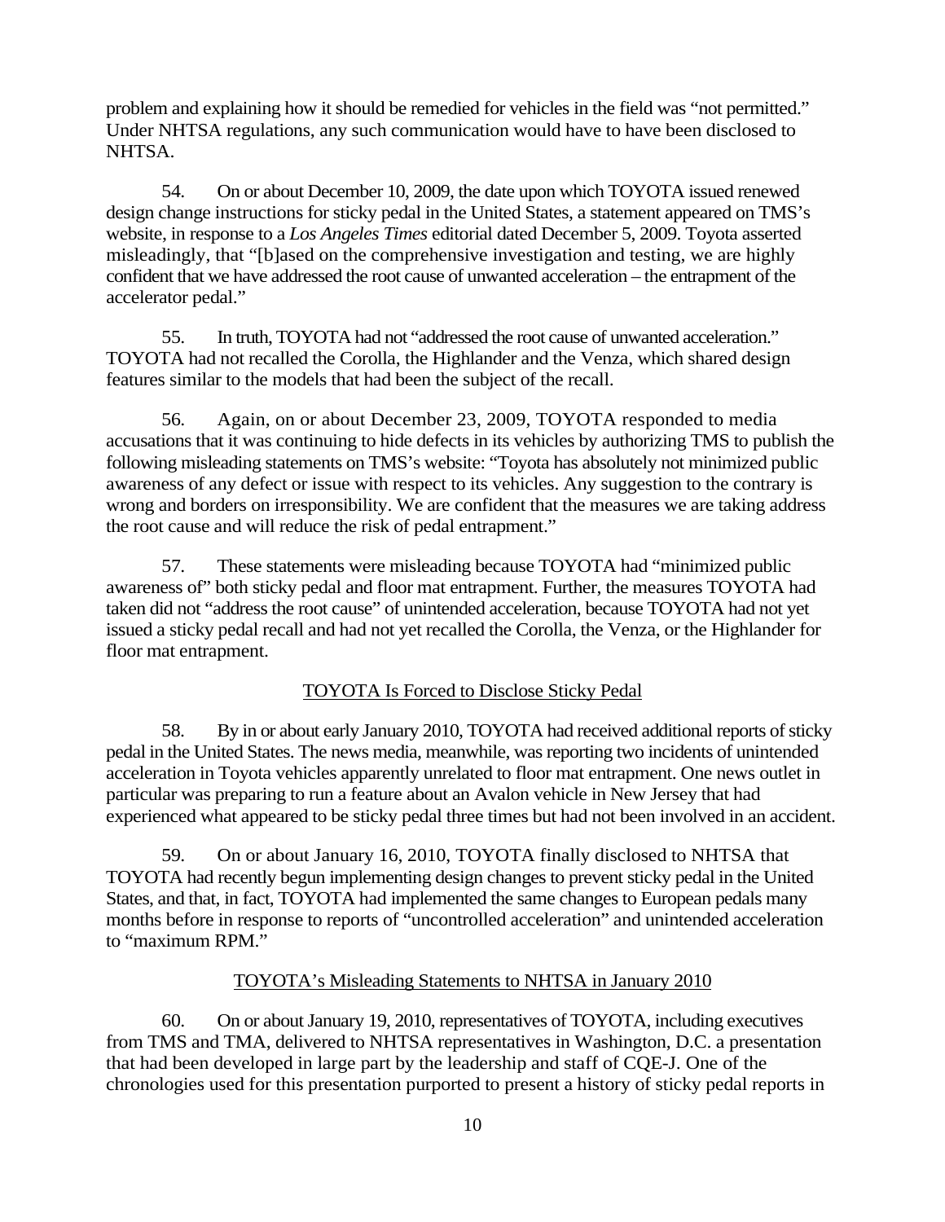problem and explaining how it should be remedied for vehicles in the field was "not permitted." Under NHTSA regulations, any such communication would have to have been disclosed to NHTSA.

54. On or about December 10, 2009, the date upon which TOYOTA issued renewed design change instructions for sticky pedal in the United States, a statement appeared on TMS's website, in response to a *Los Angeles Times* editorial dated December 5, 2009. Toyota asserted misleadingly, that "[b]ased on the comprehensive investigation and testing, we are highly confident that we have addressed the root cause of unwanted acceleration – the entrapment of the accelerator pedal."

55. In truth, TOYOTA had not "addressed the root cause of unwanted acceleration." TOYOTA had not recalled the Corolla, the Highlander and the Venza, which shared design features similar to the models that had been the subject of the recall.

56. Again, on or about December 23, 2009, TOYOTA responded to media accusations that it was continuing to hide defects in its vehicles by authorizing TMS to publish the following misleading statements on TMS's website: "Toyota has absolutely not minimized public awareness of any defect or issue with respect to its vehicles. Any suggestion to the contrary is wrong and borders on irresponsibility. We are confident that the measures we are taking address the root cause and will reduce the risk of pedal entrapment."

57. These statements were misleading because TOYOTA had "minimized public awareness of" both sticky pedal and floor mat entrapment. Further, the measures TOYOTA had taken did not "address the root cause" of unintended acceleration, because TOYOTA had not yet issued a sticky pedal recall and had not yet recalled the Corolla, the Venza, or the Highlander for floor mat entrapment.

## TOYOTA Is Forced to Disclose Sticky Pedal

58. By in or about early January 2010, TOYOTA had received additional reports of sticky pedal in the United States. The news media, meanwhile, was reporting two incidents of unintended acceleration in Toyota vehicles apparently unrelated to floor mat entrapment. One news outlet in particular was preparing to run a feature about an Avalon vehicle in New Jersey that had experienced what appeared to be sticky pedal three times but had not been involved in an accident.

59. On or about January 16, 2010, TOYOTA finally disclosed to NHTSA that TOYOTA had recently begun implementing design changes to prevent sticky pedal in the United States, and that, in fact, TOYOTA had implemented the same changes to European pedals many months before in response to reports of "uncontrolled acceleration" and unintended acceleration to "maximum RPM."

## TOYOTA's Misleading Statements to NHTSA in January 2010

60. On or about January 19, 2010, representatives of TOYOTA, including executives from TMS and TMA, delivered to NHTSA representatives in Washington, D.C. a presentation that had been developed in large part by the leadership and staff of CQE-J. One of the chronologies used for this presentation purported to present a history of sticky pedal reports in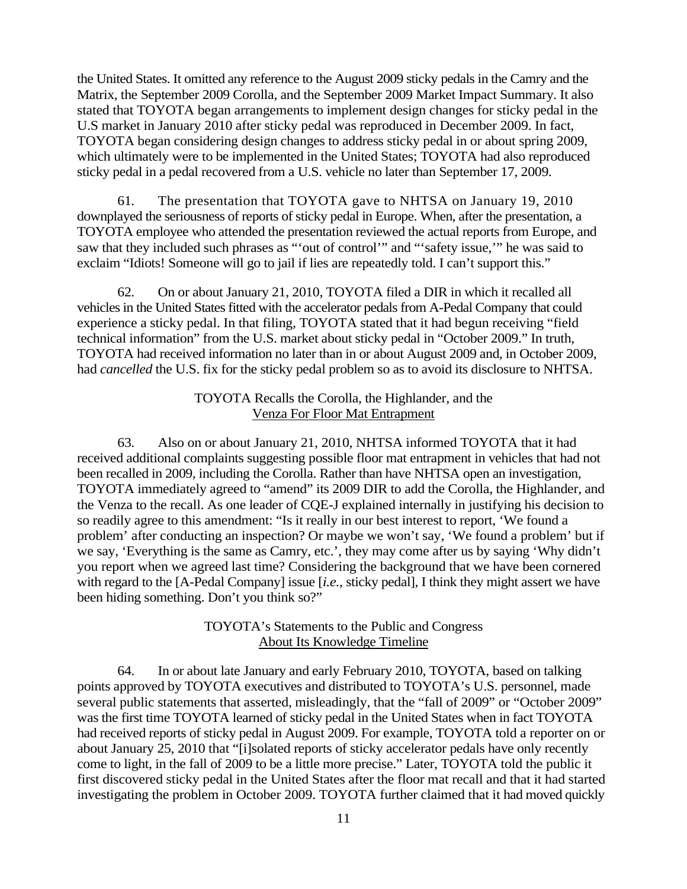the United States. It omitted any reference to the August 2009 sticky pedals in the Camry and the Matrix, the September 2009 Corolla, and the September 2009 Market Impact Summary. It also stated that TOYOTA began arrangements to implement design changes for sticky pedal in the U.S market in January 2010 after sticky pedal was reproduced in December 2009. In fact, TOYOTA began considering design changes to address sticky pedal in or about spring 2009, which ultimately were to be implemented in the United States; TOYOTA had also reproduced sticky pedal in a pedal recovered from a U.S. vehicle no later than September 17, 2009.

61. The presentation that TOYOTA gave to NHTSA on January 19, 2010 downplayed the seriousness of reports of sticky pedal in Europe. When, after the presentation, a TOYOTA employee who attended the presentation reviewed the actual reports from Europe, and saw that they included such phrases as "'out of control'" and "'safety issue,'" he was said to exclaim "Idiots! Someone will go to jail if lies are repeatedly told. I can't support this."

62. On or about January 21, 2010, TOYOTA filed a DIR in which it recalled all vehicles in the United States fitted with the accelerator pedals from A-Pedal Company that could experience a sticky pedal. In that filing, TOYOTA stated that it had begun receiving "field technical information" from the U.S. market about sticky pedal in "October 2009." In truth, TOYOTA had received information no later than in or about August 2009 and, in October 2009, had *cancelled* the U.S. fix for the sticky pedal problem so as to avoid its disclosure to NHTSA.

### TOYOTA Recalls the Corolla, the Highlander, and the Venza For Floor Mat Entrapment

63. Also on or about January 21, 2010, NHTSA informed TOYOTA that it had received additional complaints suggesting possible floor mat entrapment in vehicles that had not been recalled in 2009, including the Corolla. Rather than have NHTSA open an investigation, TOYOTA immediately agreed to "amend" its 2009 DIR to add the Corolla, the Highlander, and the Venza to the recall. As one leader of CQE-J explained internally in justifying his decision to so readily agree to this amendment: "Is it really in our best interest to report, 'We found a problem' after conducting an inspection? Or maybe we won't say, 'We found a problem' but if we say, 'Everything is the same as Camry, etc.', they may come after us by saying 'Why didn't you report when we agreed last time? Considering the background that we have been cornered with regard to the [A-Pedal Company] issue [*i.e.*, sticky pedal], I think they might assert we have been hiding something. Don't you think so?"

### TOYOTA's Statements to the Public and Congress About Its Knowledge Timeline

64. In or about late January and early February 2010, TOYOTA, based on talking points approved by TOYOTA executives and distributed to TOYOTA's U.S. personnel, made several public statements that asserted, misleadingly, that the "fall of 2009" or "October 2009" was the first time TOYOTA learned of sticky pedal in the United States when in fact TOYOTA had received reports of sticky pedal in August 2009. For example, TOYOTA told a reporter on or about January 25, 2010 that "[i]solated reports of sticky accelerator pedals have only recently come to light, in the fall of 2009 to be a little more precise." Later, TOYOTA told the public it first discovered sticky pedal in the United States after the floor mat recall and that it had started investigating the problem in October 2009. TOYOTA further claimed that it had moved quickly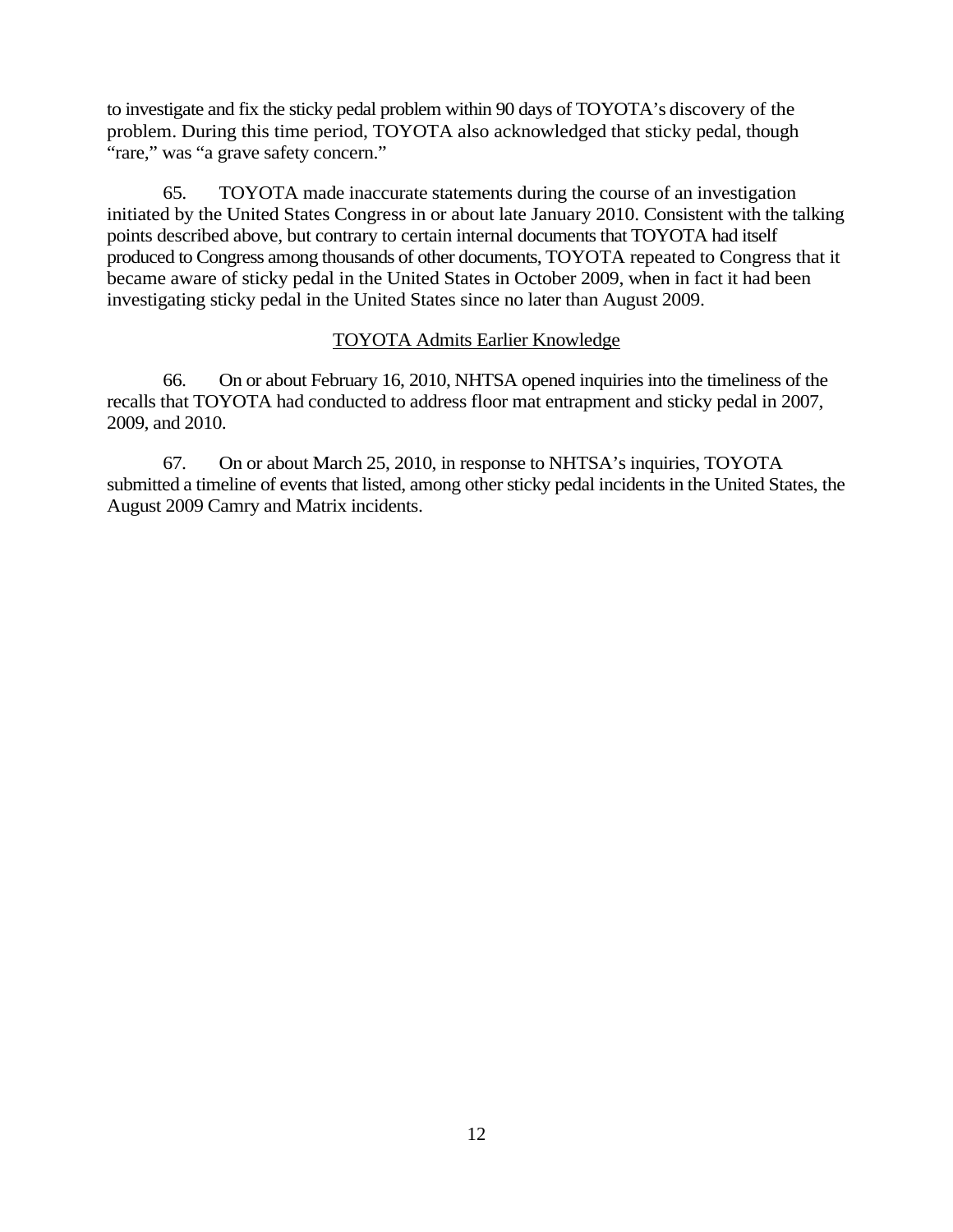to investigate and fix the sticky pedal problem within 90 days of TOYOTA's discovery of the problem. During this time period, TOYOTA also acknowledged that sticky pedal, though "rare," was "a grave safety concern."

65. TOYOTA made inaccurate statements during the course of an investigation initiated by the United States Congress in or about late January 2010. Consistent with the talking points described above, but contrary to certain internal documents that TOYOTA had itself produced to Congress among thousands of other documents, TOYOTA repeated to Congress that it became aware of sticky pedal in the United States in October 2009, when in fact it had been investigating sticky pedal in the United States since no later than August 2009.

<u>TOYOTA Admits Earlier Knowledge</u>

66. On or about February 16, 2010, NHTSA opened inquiries into the timeliness of the recalls that TOYOTA had conducted to address floor mat entrapment and sticky pedal in 2007, 2009, and 2010.

67. On or about March 25, 2010, in response to NHTSA's inquiries, TOYOTA submitted a timeline of events that listed, among other sticky pedal incidents in the United States, the August 2009 Camry and Matrix incidents.